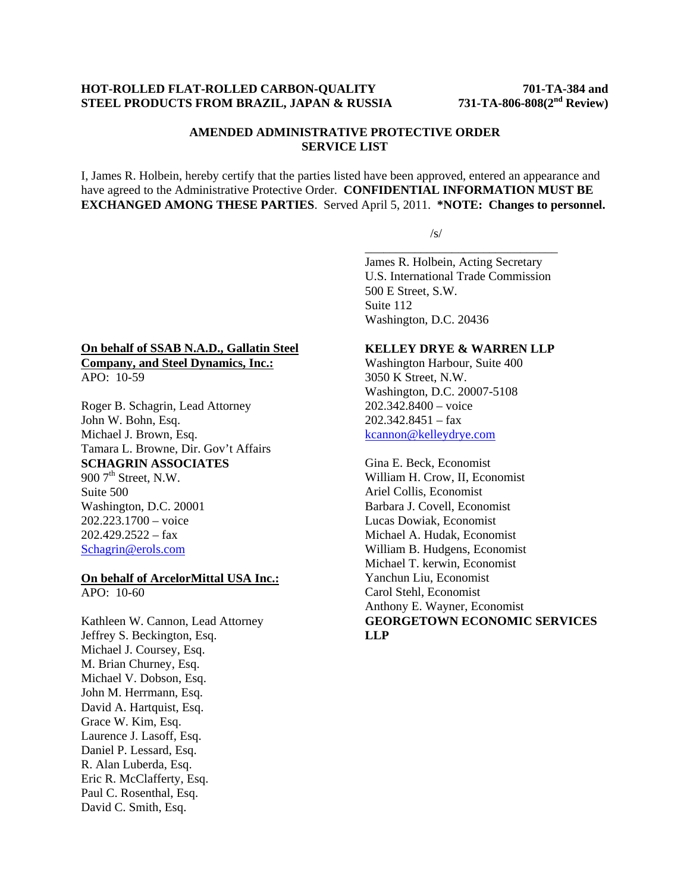**HOT-ROLLED FLAT-ROLLED CARBON-QUALITY STEEL PRODUCTS FROM BRAZIL, JAPAN & RUSSIA**

**701-TA-384 and 731-TA-806-808(2nd Review)**

**AMENDED ADMINISTRATIVE PROTECTIVE ORDER SERVICE LIST**

I, James R. Holbein, hereby certify that the parties listed have been approved, entered an appearance and have agreed to the Administrative Protective Order. **CONFIDENTIAL INFORMATION MUST BE EXCHANGED AMONG THESE PARTIES**. Served April 5, 2011. **\*NOTE: Changes to personnel.**

/s/

\_\_\_\_\_\_\_\_\_\_\_\_\_\_\_\_\_\_\_\_\_\_\_\_\_\_\_\_\_\_\_\_

James R. Holbein, Acting Secretary
U.S. International Trade Commission
500 E Street, S.W.
Suite 112
Washington, D.C. 20436

**On behalf of SSAB N.A.D., Gallatin Steel Company, and Steel Dynamics, Inc.:**
APO: 10-59

Roger B. Schagrin, Lead Attorney
John W. Bohn, Esq.
Michael J. Brown, Esq.
Tamara L. Browne, Dir. Gov't Affairs
**SCHAGRIN ASSOCIATES**
900 7th Street, N.W.
Suite 500
Washington, D.C. 20001
202.223.1700 – voice
202.429.2522 – fax
Schagrin@erols.com

**On behalf of ArcelorMittal USA Inc.:**
APO: 10-60

Kathleen W. Cannon, Lead Attorney
Jeffrey S. Beckington, Esq.
Michael J. Coursey, Esq.
M. Brian Churney, Esq.
Michael V. Dobson, Esq.
John M. Herrmann, Esq.
David A. Hartquist, Esq.
Grace W. Kim, Esq.
Laurence J. Lasoff, Esq.
Daniel P. Lessard, Esq.
R. Alan Luberda, Esq.
Eric R. McClafferty, Esq.
Paul C. Rosenthal, Esq.
David C. Smith, Esq.
**KELLEY DRYE & WARREN LLP**
Washington Harbour, Suite 400
3050 K Street, N.W.
Washington, D.C. 20007-5108
202.342.8400 – voice
202.342.8451 – fax
kcannon@kelleydrye.com

Gina E. Beck, Economist
William H. Crow, II, Economist
Ariel Collis, Economist
Barbara J. Covell, Economist
Lucas Dowiak, Economist
Michael A. Hudak, Economist
William B. Hudgens, Economist
Michael T. kerwin, Economist
Yanchun Liu, Economist
Carol Stehl, Economist
Anthony E. Wayner, Economist
**GEORGETOWN ECONOMIC SERVICES LLP**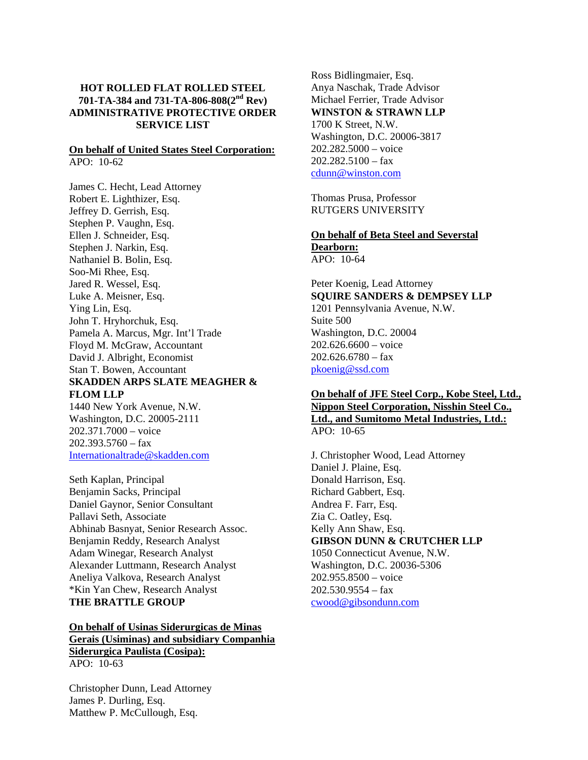**HOT ROLLED FLAT ROLLED STEEL**
**701-TA-384 and 731-TA-806-808(2nd Rev)**
**ADMINISTRATIVE PROTECTIVE ORDER**
**SERVICE LIST**

**On behalf of United States Steel Corporation:**
APO: 10-62

James C. Hecht, Lead Attorney
Robert E. Lighthizer, Esq.
Jeffrey D. Gerrish, Esq.
Stephen P. Vaughn, Esq.
Ellen J. Schneider, Esq.
Stephen J. Narkin, Esq.
Nathaniel B. Bolin, Esq.
Soo-Mi Rhee, Esq.
Jared R. Wessel, Esq.
Luke A. Meisner, Esq.
Ying Lin, Esq.
John T. Hryhorchuk, Esq.
Pamela A. Marcus, Mgr. Int'l Trade
Floyd M. McGraw, Accountant
David J. Albright, Economist
Stan T. Bowen, Accountant
**SKADDEN ARPS SLATE MEAGHER & FLOM LLP**
1440 New York Avenue, N.W.
Washington, D.C. 20005-2111
202.371.7000 – voice
202.393.5760 – fax
Internationaltrade@skadden.com

Seth Kaplan, Principal
Benjamin Sacks, Principal
Daniel Gaynor, Senior Consultant
Pallavi Seth, Associate
Abhinab Basnyat, Senior Research Assoc.
Benjamin Reddy, Research Analyst
Adam Winegar, Research Analyst
Alexander Luttmann, Research Analyst
Aneliya Valkova, Research Analyst
*Kin Yan Chew, Research Analyst
**THE BRATTLE GROUP**

**On behalf of Usinas Siderurgicas de Minas Gerais (Usiminas) and subsidiary Companhia Siderurgica Paulista (Cosipa):**
APO: 10-63

Christopher Dunn, Lead Attorney
James P. Durling, Esq.
Matthew P. McCullough, Esq.
Ross Bidlingmaier, Esq.
Anya Naschak, Trade Advisor
Michael Ferrier, Trade Advisor
**WINSTON & STRAWN LLP**
1700 K Street, N.W.
Washington, D.C. 20006-3817
202.282.5000 – voice
202.282.5100 – fax
cdunn@winston.com

Thomas Prusa, Professor
RUTGERS UNIVERSITY

**On behalf of Beta Steel and Severstal Dearborn:**
APO: 10-64

Peter Koenig, Lead Attorney
**SQUIRE SANDERS & DEMPSEY LLP**
1201 Pennsylvania Avenue, N.W.
Suite 500
Washington, D.C. 20004
202.626.6600 – voice
202.626.6780 – fax
pkoenig@ssd.com

**On behalf of JFE Steel Corp., Kobe Steel, Ltd., Nippon Steel Corporation, Nisshin Steel Co., Ltd., and Sumitomo Metal Industries, Ltd.:**
APO: 10-65

J. Christopher Wood, Lead Attorney
Daniel J. Plaine, Esq.
Donald Harrison, Esq.
Richard Gabbert, Esq.
Andrea F. Farr, Esq.
Zia C. Oatley, Esq.
Kelly Ann Shaw, Esq.
**GIBSON DUNN & CRUTCHER LLP**
1050 Connecticut Avenue, N.W.
Washington, D.C. 20036-5306
202.955.8500 – voice
202.530.9554 – fax
cwood@gibsondunn.com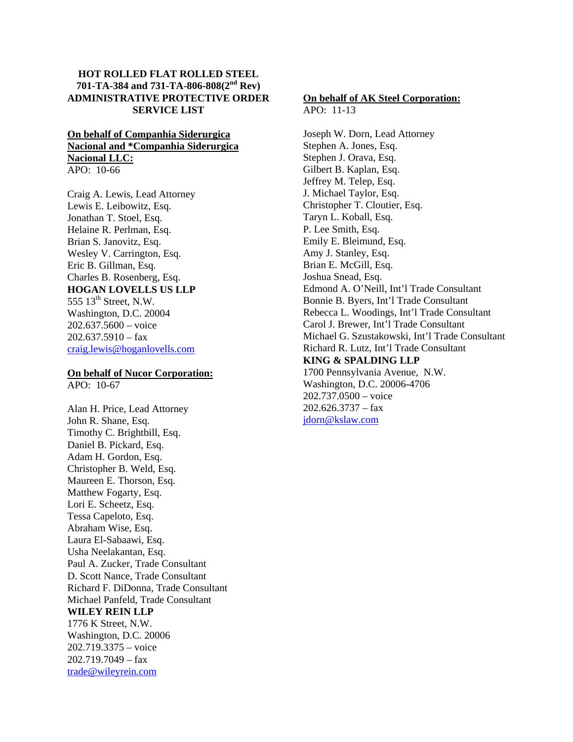**HOT ROLLED FLAT ROLLED STEEL**
**701-TA-384 and 731-TA-806-808(2nd Rev)**
**ADMINISTRATIVE PROTECTIVE ORDER**
**SERVICE LIST**

**On behalf of Companhia Siderurgica Nacional and *Companhia Siderurgica Nacional LLC:**
APO: 10-66

Craig A. Lewis, Lead Attorney
Lewis E. Leibowitz, Esq.
Jonathan T. Stoel, Esq.
Helaine R. Perlman, Esq.
Brian S. Janovitz, Esq.
Wesley V. Carrington, Esq.
Eric B. Gillman, Esq.
Charles B. Rosenberg, Esq.
**HOGAN LOVELLS US LLP**
555 13th Street, N.W.
Washington, D.C. 20004
202.637.5600 – voice
202.637.5910 – fax
craig.lewis@hoganlovells.com

**On behalf of Nucor Corporation:**
APO: 10-67

Alan H. Price, Lead Attorney
John R. Shane, Esq.
Timothy C. Brightbill, Esq.
Daniel B. Pickard, Esq.
Adam H. Gordon, Esq.
Christopher B. Weld, Esq.
Maureen E. Thorson, Esq.
Matthew Fogarty, Esq.
Lori E. Scheetz, Esq.
Tessa Capeloto, Esq.
Abraham Wise, Esq.
Laura El-Sabaawi, Esq.
Usha Neelakantan, Esq.
Paul A. Zucker, Trade Consultant
D. Scott Nance, Trade Consultant
Richard F. DiDonna, Trade Consultant
Michael Panfeld, Trade Consultant
**WILEY REIN LLP**
1776 K Street, N.W.
Washington, D.C. 20006
202.719.3375 – voice
202.719.7049 – fax
trade@wileyrein.com

**On behalf of AK Steel Corporation:**
APO: 11-13

Joseph W. Dorn, Lead Attorney
Stephen A. Jones, Esq.
Stephen J. Orava, Esq.
Gilbert B. Kaplan, Esq.
Jeffrey M. Telep, Esq.
J. Michael Taylor, Esq.
Christopher T. Cloutier, Esq.
Taryn L. Koball, Esq.
P. Lee Smith, Esq.
Emily E. Bleimund, Esq.
Amy J. Stanley, Esq.
Brian E. McGill, Esq.
Joshua Snead, Esq.
Edmond A. O'Neill, Int'l Trade Consultant
Bonnie B. Byers, Int'l Trade Consultant
Rebecca L. Woodings, Int'l Trade Consultant
Carol J. Brewer, Int'l Trade Consultant
Michael G. Szustakowski, Int'l Trade Consultant
Richard R. Lutz, Int'l Trade Consultant
**KING & SPALDING LLP**
1700 Pennsylvania Avenue, N.W.
Washington, D.C. 20006-4706
202.737.0500 – voice
202.626.3737 – fax
jdorn@kslaw.com